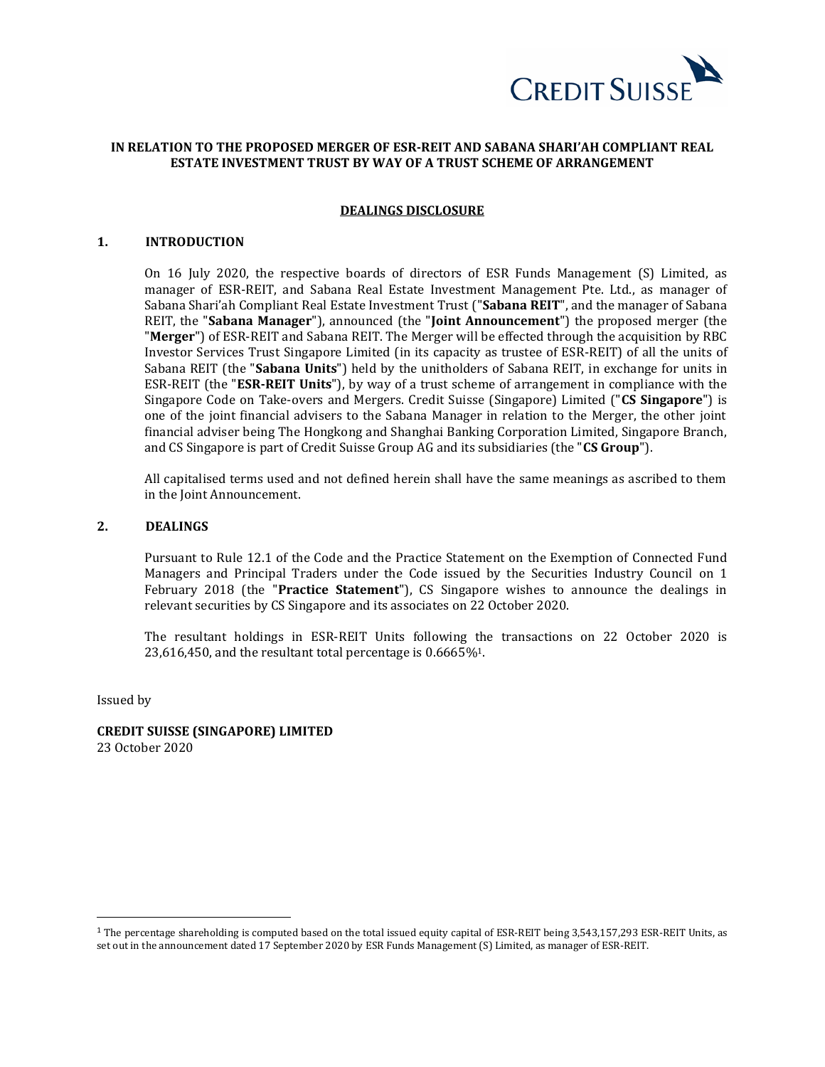CREDIT SUISSE

**IN RELATION TO THE PROPOSED MERGER OF ESR-REIT AND SABANA SHARI'AH COMPLIANT REAL ESTATE INVESTMENT TRUST BY WAY OF A TRUST SCHEME OF ARRANGEMENT**

**DEALINGS DISCLOSURE**

## 1. INTRODUCTION

On 16 July 2020, the respective boards of directors of ESR Funds Management (S) Limited, as manager of ESR-REIT, and Sabana Real Estate Investment Management Pte. Ltd., as manager of Sabana Shari'ah Compliant Real Estate Investment Trust ("**Sabana REIT**", and the manager of Sabana REIT, the "**Sabana Manager**"), announced (the "**Joint Announcement**") the proposed merger (the "**Merger**") of ESR-REIT and Sabana REIT. The Merger will be effected through the acquisition by RBC Investor Services Trust Singapore Limited (in its capacity as trustee of ESR-REIT) of all the units of Sabana REIT (the "**Sabana Units**") held by the unitholders of Sabana REIT, in exchange for units in ESR-REIT (the "**ESR-REIT Units**"), by way of a trust scheme of arrangement in compliance with the Singapore Code on Take-overs and Mergers. Credit Suisse (Singapore) Limited ("**CS Singapore**") is one of the joint financial advisers to the Sabana Manager in relation to the Merger, the other joint financial adviser being The Hongkong and Shanghai Banking Corporation Limited, Singapore Branch, and CS Singapore is part of Credit Suisse Group AG and its subsidiaries (the "**CS Group**").

All capitalised terms used and not defined herein shall have the same meanings as ascribed to them in the Joint Announcement.

## 2. DEALINGS

Pursuant to Rule 12.1 of the Code and the Practice Statement on the Exemption of Connected Fund Managers and Principal Traders under the Code issued by the Securities Industry Council on 1 February 2018 (the "**Practice Statement**"), CS Singapore wishes to announce the dealings in relevant securities by CS Singapore and its associates on 22 October 2020.

The resultant holdings in ESR-REIT Units following the transactions on 22 October 2020 is 23,616,450, and the resultant total percentage is 0.6665%[1].

Issued by

**CREDIT SUISSE (SINGAPORE) LIMITED**
23 October 2020

[1] The percentage shareholding is computed based on the total issued equity capital of ESR-REIT being 3,543,157,293 ESR-REIT Units, as set out in the announcement dated 17 September 2020 by ESR Funds Management (S) Limited, as manager of ESR-REIT.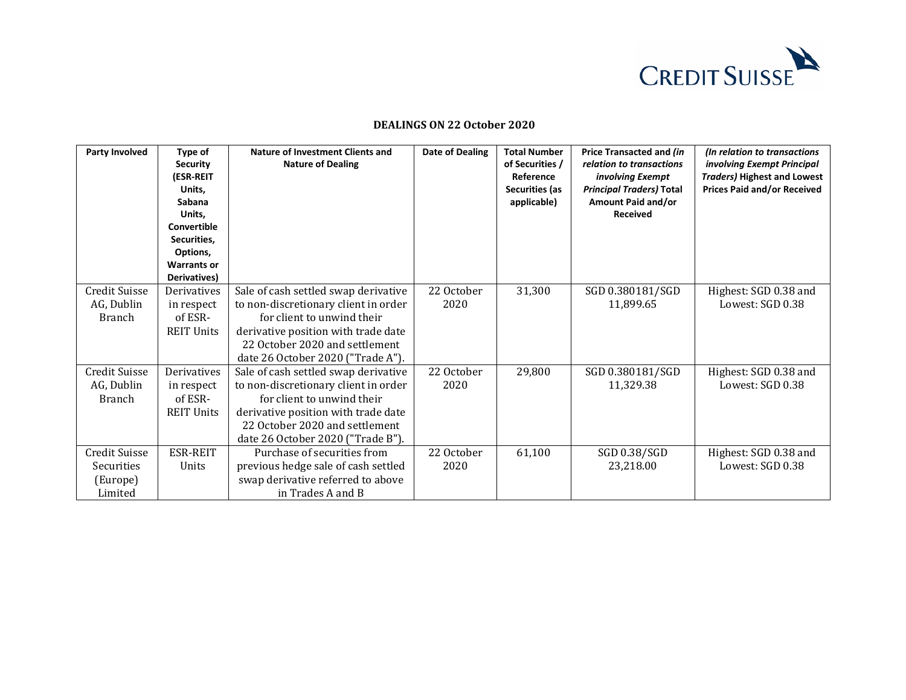## DEALINGS ON 22 October 2020

| Party Involved | Type of Security (ESR-REIT Units, Sabana Units, Convertible Securities, Options, Warrants or Derivatives) | Nature of Investment Clients and Nature of Dealing | Date of Dealing | Total Number of Securities / Reference Securities (as applicable) | Price Transacted and *(in relation to transactions involving Exempt Principal Traders)* Total Amount Paid and/or Received | *(In relation to transactions involving Exempt Principal Traders)* Highest and Lowest Prices Paid and/or Received |
|---|---|---|---|---|---|---|
| Credit Suisse AG, Dublin Branch | Derivatives in respect of ESR-REIT Units | Sale of cash settled swap derivative to non-discretionary client in order for client to unwind their derivative position with trade date 22 October 2020 and settlement date 26 October 2020 ("Trade A"). | 22 October 2020 | 31,300 | SGD 0.380181/SGD 11,899.65 | Highest: SGD 0.38 and Lowest: SGD 0.38 |
| Credit Suisse AG, Dublin Branch | Derivatives in respect of ESR-REIT Units | Sale of cash settled swap derivative to non-discretionary client in order for client to unwind their derivative position with trade date 22 October 2020 and settlement date 26 October 2020 ("Trade B"). | 22 October 2020 | 29,800 | SGD 0.380181/SGD 11,329.38 | Highest: SGD 0.38 and Lowest: SGD 0.38 |
| Credit Suisse Securities (Europe) Limited | ESR-REIT Units | Purchase of securities from previous hedge sale of cash settled swap derivative referred to above in Trades A and B | 22 October 2020 | 61,100 | SGD 0.38/SGD 23,218.00 | Highest: SGD 0.38 and Lowest: SGD 0.38 |